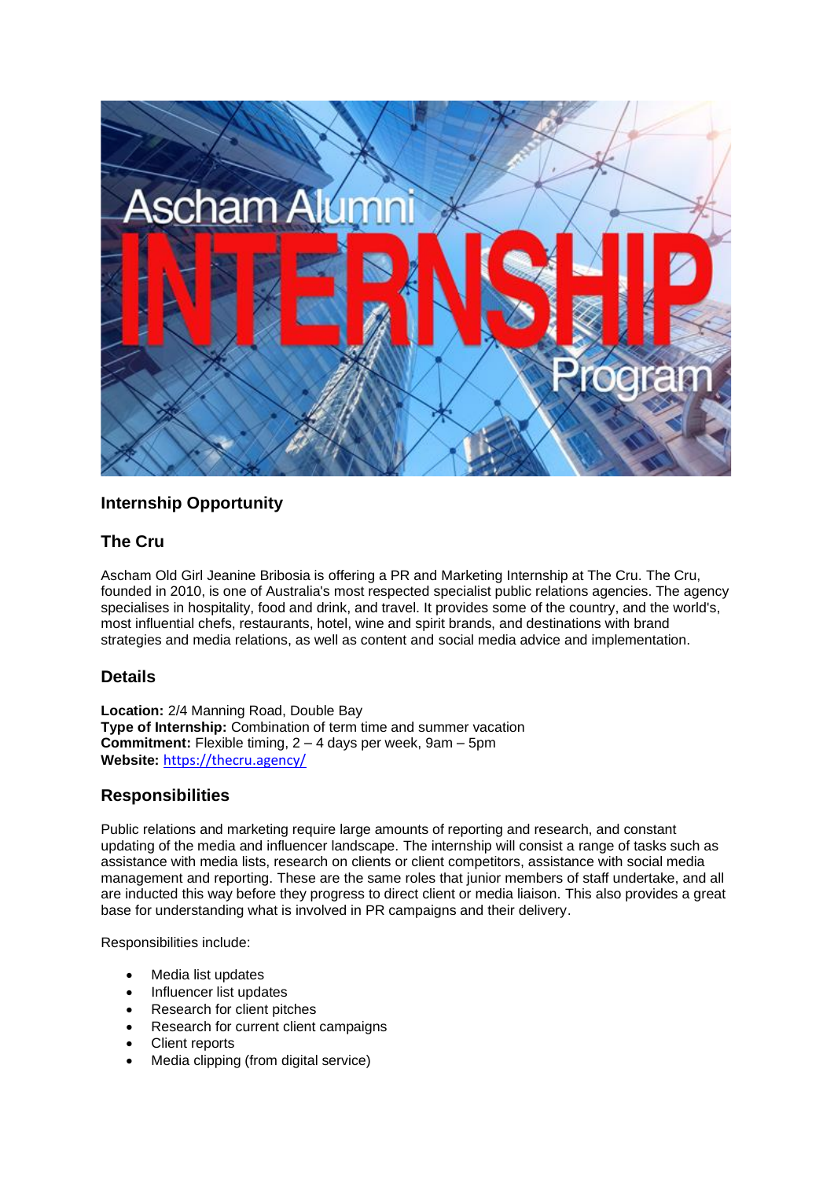## Internship Opportunity

## The Cru

Ascham Old Girl Jeanine Bribosia is offering a PR and Marketing Internship at The Cru. The Cru, founded in 2010, is one of Australia's most respected specialist public relations agencies. The agency specialises in hospitality, food and drink, and travel. It provides some of the country, and the world's, most influential chefs, restaurants, hotel, wine and spirit brands, and destinations with brand strategies and media relations, as well as content and social media advice and implementation.

## Details

**Location:** 2/4 Manning Road, Double Bay
**Type of Internship:** Combination of term time and summer vacation
**Commitment:** Flexible timing, 2 – 4 days per week, 9am – 5pm
**Website:** https://thecru.agency/

## Responsibilities

Public relations and marketing require large amounts of reporting and research, and constant updating of the media and influencer landscape. The internship will consist a range of tasks such as assistance with media lists, research on clients or client competitors, assistance with social media management and reporting. These are the same roles that junior members of staff undertake, and all are inducted this way before they progress to direct client or media liaison. This also provides a great base for understanding what is involved in PR campaigns and their delivery.

Responsibilities include:

- Media list updates
- Influencer list updates
- Research for client pitches
- Research for current client campaigns
- Client reports
- Media clipping (from digital service)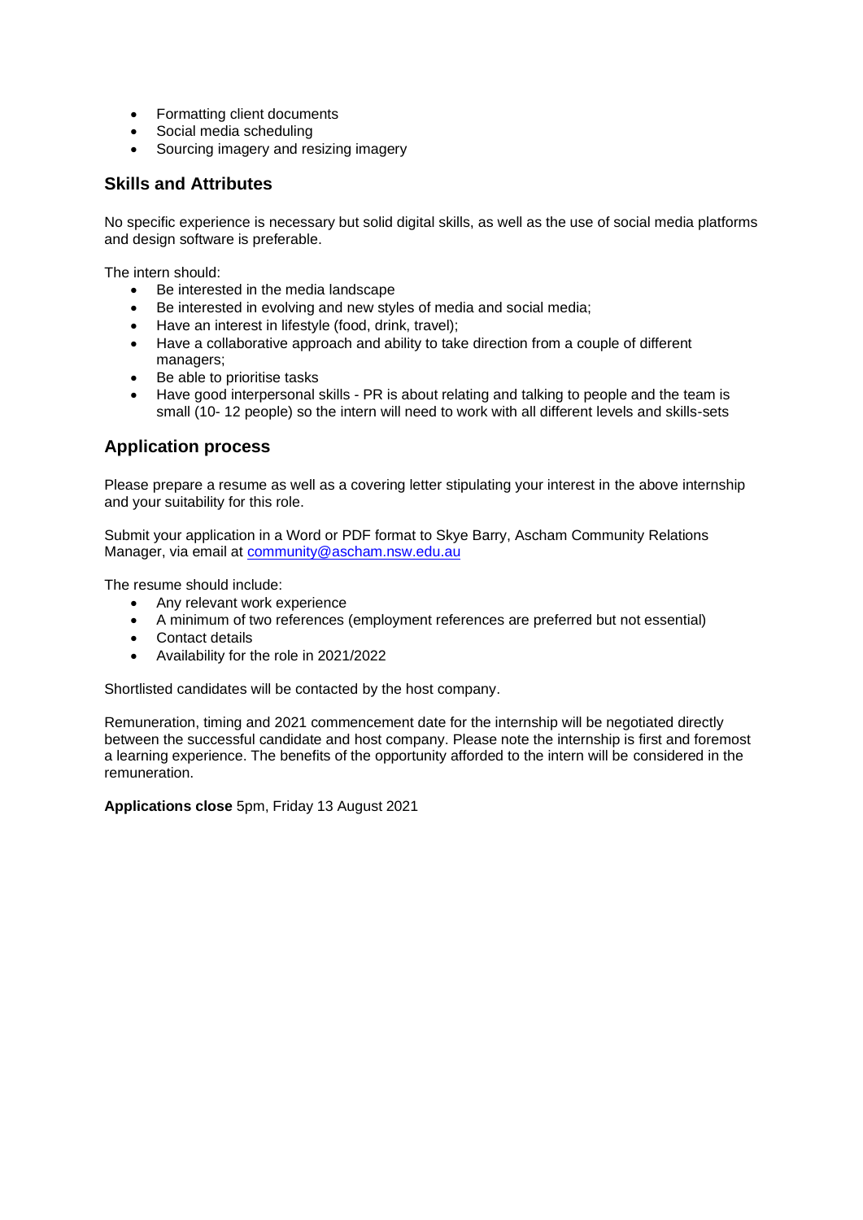- Formatting client documents
- Social media scheduling
- Sourcing imagery and resizing imagery

## Skills and Attributes

No specific experience is necessary but solid digital skills, as well as the use of social media platforms and design software is preferable.

The intern should:

- Be interested in the media landscape
- Be interested in evolving and new styles of media and social media;
- Have an interest in lifestyle (food, drink, travel);
- Have a collaborative approach and ability to take direction from a couple of different managers;
- Be able to prioritise tasks
- Have good interpersonal skills - PR is about relating and talking to people and the team is small (10- 12 people) so the intern will need to work with all different levels and skills-sets

## Application process

Please prepare a resume as well as a covering letter stipulating your interest in the above internship and your suitability for this role.

Submit your application in a Word or PDF format to Skye Barry, Ascham Community Relations Manager, via email at community@ascham.nsw.edu.au

The resume should include:

- Any relevant work experience
- A minimum of two references (employment references are preferred but not essential)
- Contact details
- Availability for the role in 2021/2022

Shortlisted candidates will be contacted by the host company.

Remuneration, timing and 2021 commencement date for the internship will be negotiated directly between the successful candidate and host company. Please note the internship is first and foremost a learning experience. The benefits of the opportunity afforded to the intern will be considered in the remuneration.

**Applications close** 5pm, Friday 13 August 2021